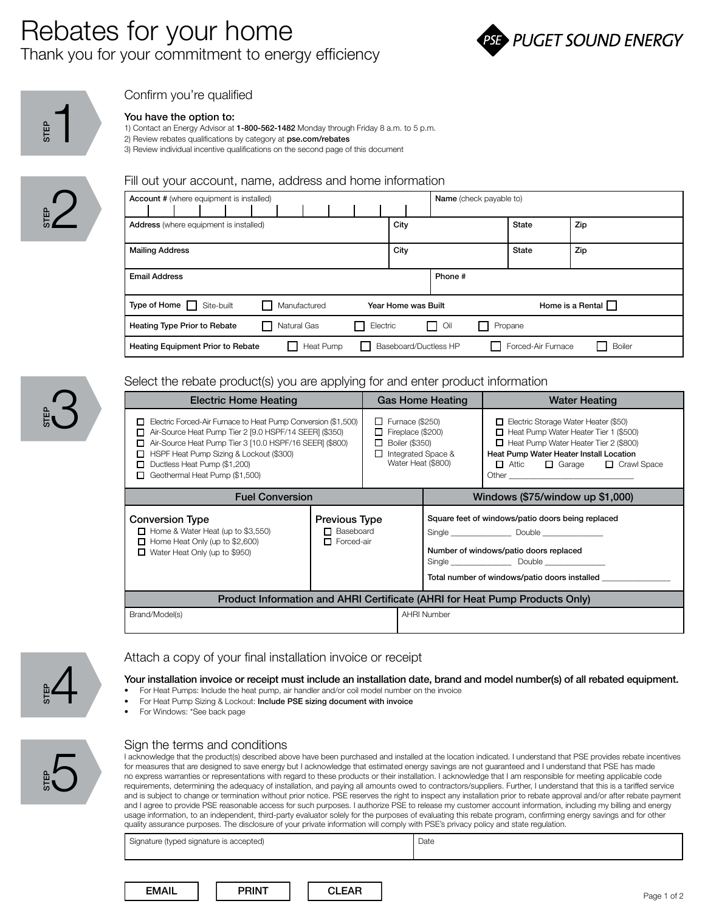# Rebates for your home

Thank you for your commitment to energy efficiency

PUGET SOUND ENERGY

## STEP 1

### Confirm you're qualified

**You have the option to:**

1) Contact an Energy Advisor at **1-800-562-1482** Monday through Friday 8 a.m. to 5 p.m.
2) Review rebates qualifications by category at **pse.com/rebates**
3) Review individual incentive qualifications on the second page of this document

## STEP 2

### Fill out your account, name, address and home information

| **Account #** (where equipment is installed) | | **Name** (check payable to) | |
|---|---|---|---|
| **Address** (where equipment is installed) | City | State | Zip |
| **Mailing Address** | City | State | Zip |
| **Email Address** | | **Phone #** | |

**Type of Home** ☐ Site-built ☐ Manufactured **Year Home was Built** ____ **Home is a Rental** ☐

**Heating Type Prior to Rebate** ☐ Natural Gas ☐ Electric ☐ Oil ☐ Propane

**Heating Equipment Prior to Rebate** ☐ Heat Pump ☐ Baseboard/Ductless HP ☐ Forced-Air Furnace ☐ Boiler

## STEP 3

### Select the rebate product(s) you are applying for and enter product information

| Electric Home Heating | Gas Home Heating | Water Heating |
|---|---|---|
| ☐ Electric Forced-Air Furnace to Heat Pump Conversion ($1,500)<br>☐ Air-Source Heat Pump Tier 2 [9.0 HSPF/14 SEER] ($350)<br>☐ Air-Source Heat Pump Tier 3 [10.0 HSPF/16 SEER] ($800)<br>☐ HSPF Heat Pump Sizing & Lockout ($300)<br>☐ Ductless Heat Pump ($1,200)<br>☐ Geothermal Heat Pump ($1,500) | ☐ Furnace ($250)<br>☐ Fireplace ($200)<br>☐ Boiler ($350)<br>☐ Integrated Space & Water Heat ($800) | ☐ Electric Storage Water Heater ($50)<br>☐ Heat Pump Water Heater Tier 1 ($500)<br>☐ Heat Pump Water Heater Tier 2 ($800)<br>**Heat Pump Water Heater Install Location**<br>☐ Attic ☐ Garage ☐ Crawl Space<br>Other ____________ |

| Fuel Conversion | | Windows ($75/window up $1,000) |
|---|---|---|
| **Conversion Type**<br>☐ Home & Water Heat (up to $3,550)<br>☐ Home Heat Only (up to $2,600)<br>☐ Water Heat Only (up to $950) | **Previous Type**<br>☐ Baseboard<br>☐ Forced-air | Square feet of windows/patio doors being replaced<br>Single ________ Double ________<br>Number of windows/patio doors replaced<br>Single ________ Double ________<br>Total number of windows/patio doors installed ________ |

| Product Information and AHRI Certificate (AHRI for Heat Pump Products Only) | |
|---|---|
| Brand/Model(s) | AHRI Number |

## STEP 4

### Attach a copy of your final installation invoice or receipt

**Your installation invoice or receipt must include an installation date, brand and model number(s) of all rebated equipment.**

- For Heat Pumps: Include the heat pump, air handler and/or coil model number on the invoice
- For Heat Pump Sizing & Lockout: **Include PSE sizing document with invoice**
- For Windows: *See back page

## STEP 5

### Sign the terms and conditions

I acknowledge that the product(s) described above have been purchased and installed at the location indicated. I understand that PSE provides rebate incentives for measures that are designed to save energy but I acknowledge that estimated energy savings are not guaranteed and I understand that PSE has made no express warranties or representations with regard to these products or their installation. I acknowledge that I am responsible for meeting applicable code requirements, determining the adequacy of installation, and paying all amounts owed to contractors/suppliers. Further, I understand that this is a tariffed service and is subject to change or termination without prior notice. PSE reserves the right to inspect any installation prior to rebate approval and/or after rebate payment and I agree to provide PSE reasonable access for such purposes. I authorize PSE to release my customer account information, including my billing and energy usage information, to an independent, third-party evaluator solely for the purposes of evaluating this rebate program, confirming energy savings and for other quality assurance purposes. The disclosure of your private information will comply with PSE's privacy policy and state regulation.

| Signature (typed signature is accepted) | Date |
|---|---|
| | |

EMAIL PRINT CLEAR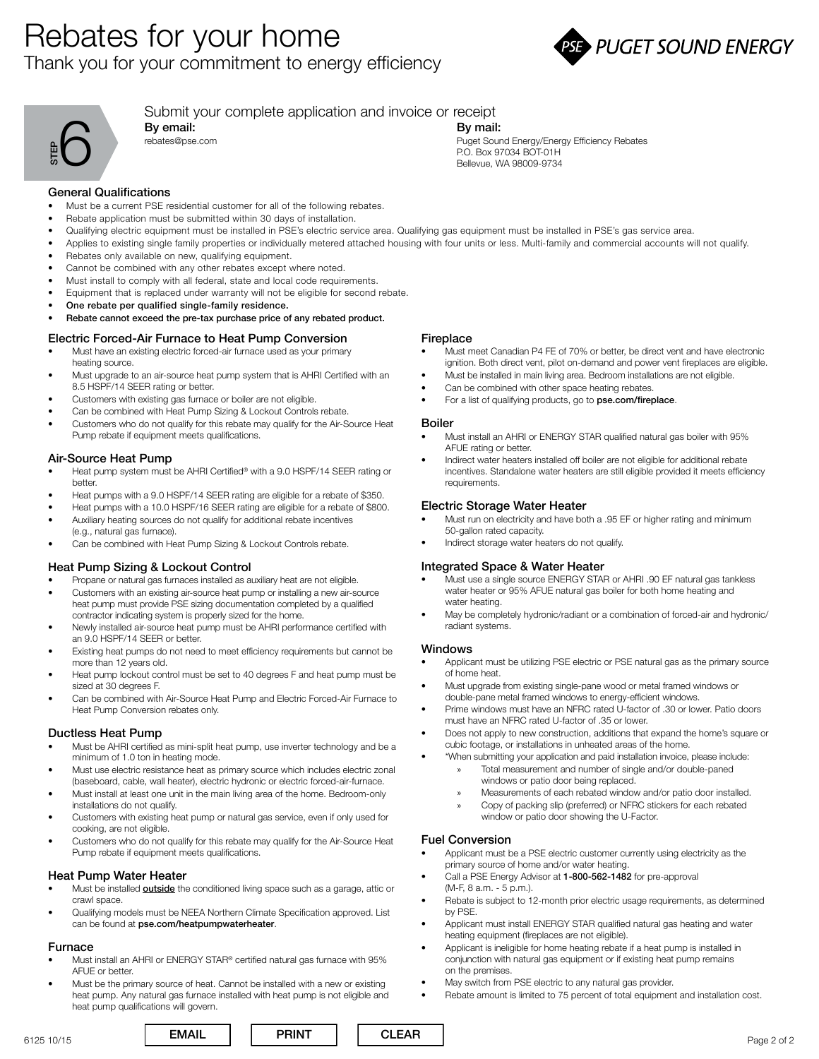# Rebates for your home

## Thank you for your commitment to energy efficiency

PUGET SOUND ENERGY

STEP 6

Submit your complete application and invoice or receipt

**By email:**
rebates@pse.com

**By mail:**
Puget Sound Energy/Energy Efficiency Rebates
P.O. Box 97034 BOT-01H
Bellevue, WA 98009-9734

### General Qualifications

- Must be a current PSE residential customer for all of the following rebates.
- Rebate application must be submitted within 30 days of installation.
- Qualifying electric equipment must be installed in PSE's electric service area. Qualifying gas equipment must be installed in PSE's gas service area.
- Applies to existing single family properties or individually metered attached housing with four units or less. Multi-family and commercial accounts will not qualify.
- Rebates only available on new, qualifying equipment.
- Cannot be combined with any other rebates except where noted.
- Must install to comply with all federal, state and local code requirements.
- Equipment that is replaced under warranty will not be eligible for second rebate.
- **One rebate per qualified single-family residence.**
- **Rebate cannot exceed the pre-tax purchase price of any rebated product.**

### Electric Forced-Air Furnace to Heat Pump Conversion

- Must have an existing electric forced-air furnace used as your primary heating source.
- Must upgrade to an air-source heat pump system that is AHRI Certified with an 8.5 HSPF/14 SEER rating or better.
- Customers with existing gas furnace or boiler are not eligible.
- Can be combined with Heat Pump Sizing & Lockout Controls rebate.
- Customers who do not qualify for this rebate may qualify for the Air-Source Heat Pump rebate if equipment meets qualifications.

### Air-Source Heat Pump

- Heat pump system must be AHRI Certified® with a 9.0 HSPF/14 SEER rating or better.
- Heat pumps with a 9.0 HSPF/14 SEER rating are eligible for a rebate of $350.
- Heat pumps with a 10.0 HSPF/16 SEER rating are eligible for a rebate of $800.
- Auxiliary heating sources do not qualify for additional rebate incentives (e.g., natural gas furnace).
- Can be combined with Heat Pump Sizing & Lockout Controls rebate.

### Heat Pump Sizing & Lockout Control

- Propane or natural gas furnaces installed as auxiliary heat are not eligible.
- Customers with an existing air-source heat pump or installing a new air-source heat pump must provide PSE sizing documentation completed by a qualified contractor indicating system is properly sized for the home.
- Newly installed air-source heat pump must be AHRI performance certified with an 9.0 HSPF/14 SEER or better.
- Existing heat pumps do not need to meet efficiency requirements but cannot be more than 12 years old.
- Heat pump lockout control must be set to 40 degrees F and heat pump must be sized at 30 degrees F.
- Can be combined with Air-Source Heat Pump and Electric Forced-Air Furnace to Heat Pump Conversion rebates only.

### Ductless Heat Pump

- Must be AHRI certified as mini-split heat pump, use inverter technology and be a minimum of 1.0 ton in heating mode.
- Must use electric resistance heat as primary source which includes electric zonal (baseboard, cable, wall heater), electric hydronic or electric forced-air-furnace.
- Must install at least one unit in the main living area of the home. Bedroom-only installations do not qualify.
- Customers with existing heat pump or natural gas service, even if only used for cooking, are not eligible.
- Customers who do not qualify for this rebate may qualify for the Air-Source Heat Pump rebate if equipment meets qualifications.

### Heat Pump Water Heater

- Must be installed <u>outside</u> the conditioned living space such as a garage, attic or crawl space.
- Qualifying models must be NEEA Northern Climate Specification approved. List can be found at **pse.com/heatpumpwaterheater**.

### Furnace

- Must install an AHRI or ENERGY STAR® certified natural gas furnace with 95% AFUE or better.
- Must be the primary source of heat. Cannot be installed with a new or existing heat pump. Any natural gas furnace installed with heat pump is not eligible and heat pump qualifications will govern.

### Fireplace

- Must meet Canadian P4 FE of 70% or better, be direct vent and have electronic ignition. Both direct vent, pilot on-demand and power vent fireplaces are eligible.
- Must be installed in main living area. Bedroom installations are not eligible.
- Can be combined with other space heating rebates.
- For a list of qualifying products, go to **pse.com/fireplace**.

### Boiler

- Must install an AHRI or ENERGY STAR qualified natural gas boiler with 95% AFUE rating or better.
- Indirect water heaters installed off boiler are not eligible for additional rebate incentives. Standalone water heaters are still eligible provided it meets efficiency requirements.

### Electric Storage Water Heater

- Must run on electricity and have both a .95 EF or higher rating and minimum 50-gallon rated capacity.
- Indirect storage water heaters do not qualify.

### Integrated Space & Water Heater

- Must use a single source ENERGY STAR or AHRI .90 EF natural gas tankless water heater or 95% AFUE natural gas boiler for both home heating and water heating.
- May be completely hydronic/radiant or a combination of forced-air and hydronic/radiant systems.

### Windows

- Applicant must be utilizing PSE electric or PSE natural gas as the primary source of home heat.
- Must upgrade from existing single-pane wood or metal framed windows or double-pane metal framed windows to energy-efficient windows.
- Prime windows must have an NFRC rated U-factor of .30 or lower. Patio doors must have an NFRC rated U-factor of .35 or lower.
- Does not apply to new construction, additions that expand the home's square or cubic footage, or installations in unheated areas of the home.
- *When submitting your application and paid installation invoice, please include:
  - Total measurement and number of single and/or double-paned windows or patio door being replaced.
  - Measurements of each rebated window and/or patio door installed.
  - Copy of packing slip (preferred) or NFRC stickers for each rebated window or patio door showing the U-Factor.

### Fuel Conversion

- Applicant must be a PSE electric customer currently using electricity as the primary source of home and/or water heating.
- Call a PSE Energy Advisor at **1-800-562-1482** for pre-approval (M-F, 8 a.m. - 5 p.m.).
- Rebate is subject to 12-month prior electric usage requirements, as determined by PSE.
- Applicant must install ENERGY STAR qualified natural gas heating and water heating equipment (fireplaces are not eligible).
- Applicant is ineligible for home heating rebate if a heat pump is installed in conjunction with natural gas equipment or if existing heat pump remains on the premises.
- May switch from PSE electric to any natural gas provider.
- Rebate amount is limited to 75 percent of total equipment and installation cost.

6125 10/15

EMAIL PRINT CLEAR